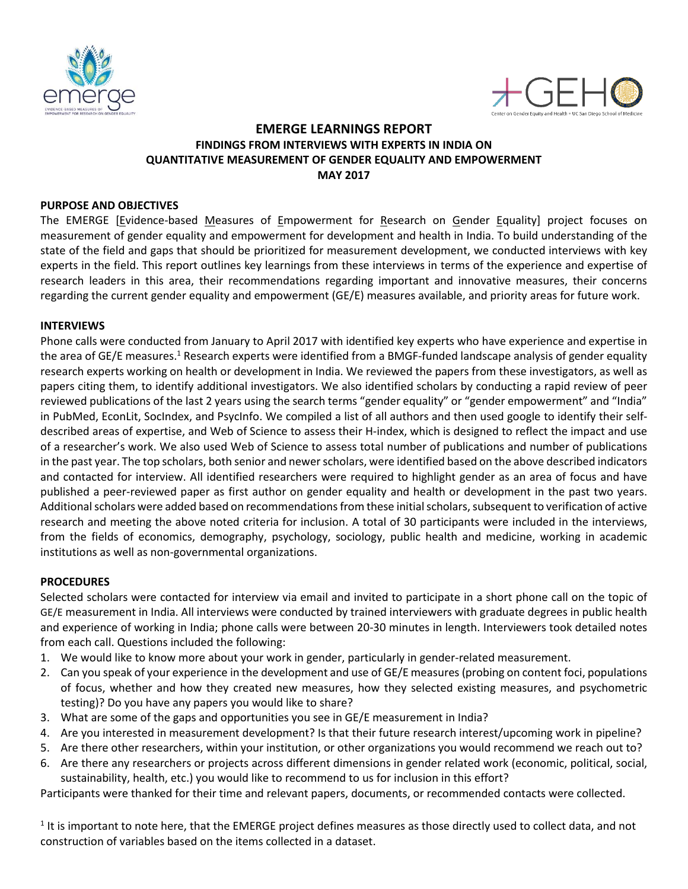# EMERGE LEARNINGS REPORT

## FINDINGS FROM INTERVIEWS WITH EXPERTS IN INDIA ON QUANTITATIVE MEASUREMENT OF GENDER EQUALITY AND EMPOWERMENT

## MAY 2017

### PURPOSE AND OBJECTIVES

The EMERGE [Evidence-based Measures of Empowerment for Research on Gender Equality] project focuses on measurement of gender equality and empowerment for development and health in India. To build understanding of the state of the field and gaps that should be prioritized for measurement development, we conducted interviews with key experts in the field. This report outlines key learnings from these interviews in terms of the experience and expertise of research leaders in this area, their recommendations regarding important and innovative measures, their concerns regarding the current gender equality and empowerment (GE/E) measures available, and priority areas for future work.

### INTERVIEWS

Phone calls were conducted from January to April 2017 with identified key experts who have experience and expertise in the area of GE/E measures.[1] Research experts were identified from a BMGF-funded landscape analysis of gender equality research experts working on health or development in India. We reviewed the papers from these investigators, as well as papers citing them, to identify additional investigators. We also identified scholars by conducting a rapid review of peer reviewed publications of the last 2 years using the search terms "gender equality" or "gender empowerment" and "India" in PubMed, EconLit, SocIndex, and PsycInfo. We compiled a list of all authors and then used google to identify their self-described areas of expertise, and Web of Science to assess their H-index, which is designed to reflect the impact and use of a researcher's work. We also used Web of Science to assess total number of publications and number of publications in the past year. The top scholars, both senior and newer scholars, were identified based on the above described indicators and contacted for interview. All identified researchers were required to highlight gender as an area of focus and have published a peer-reviewed paper as first author on gender equality and health or development in the past two years. Additional scholars were added based on recommendations from these initial scholars, subsequent to verification of active research and meeting the above noted criteria for inclusion. A total of 30 participants were included in the interviews, from the fields of economics, demography, psychology, sociology, public health and medicine, working in academic institutions as well as non-governmental organizations.

### PROCEDURES

Selected scholars were contacted for interview via email and invited to participate in a short phone call on the topic of GE/E measurement in India. All interviews were conducted by trained interviewers with graduate degrees in public health and experience of working in India; phone calls were between 20-30 minutes in length. Interviewers took detailed notes from each call. Questions included the following:

1. We would like to know more about your work in gender, particularly in gender-related measurement.
2. Can you speak of your experience in the development and use of GE/E measures (probing on content foci, populations of focus, whether and how they created new measures, how they selected existing measures, and psychometric testing)? Do you have any papers you would like to share?
3. What are some of the gaps and opportunities you see in GE/E measurement in India?
4. Are you interested in measurement development? Is that their future research interest/upcoming work in pipeline?
5. Are there other researchers, within your institution, or other organizations you would recommend we reach out to?
6. Are there any researchers or projects across different dimensions in gender related work (economic, political, social, sustainability, health, etc.) you would like to recommend to us for inclusion in this effort?

Participants were thanked for their time and relevant papers, documents, or recommended contacts were collected.

[1] It is important to note here, that the EMERGE project defines measures as those directly used to collect data, and not construction of variables based on the items collected in a dataset.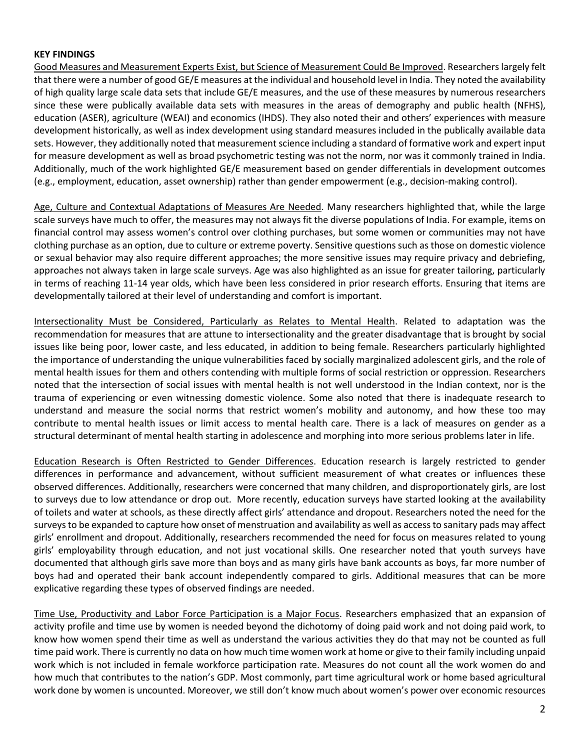**KEY FINDINGS**

Good Measures and Measurement Experts Exist, but Science of Measurement Could Be Improved. Researchers largely felt that there were a number of good GE/E measures at the individual and household level in India. They noted the availability of high quality large scale data sets that include GE/E measures, and the use of these measures by numerous researchers since these were publically available data sets with measures in the areas of demography and public health (NFHS), education (ASER), agriculture (WEAI) and economics (IHDS). They also noted their and others' experiences with measure development historically, as well as index development using standard measures included in the publically available data sets. However, they additionally noted that measurement science including a standard of formative work and expert input for measure development as well as broad psychometric testing was not the norm, nor was it commonly trained in India. Additionally, much of the work highlighted GE/E measurement based on gender differentials in development outcomes (e.g., employment, education, asset ownership) rather than gender empowerment (e.g., decision-making control).

Age, Culture and Contextual Adaptations of Measures Are Needed. Many researchers highlighted that, while the large scale surveys have much to offer, the measures may not always fit the diverse populations of India. For example, items on financial control may assess women's control over clothing purchases, but some women or communities may not have clothing purchase as an option, due to culture or extreme poverty. Sensitive questions such as those on domestic violence or sexual behavior may also require different approaches; the more sensitive issues may require privacy and debriefing, approaches not always taken in large scale surveys. Age was also highlighted as an issue for greater tailoring, particularly in terms of reaching 11-14 year olds, which have been less considered in prior research efforts. Ensuring that items are developmentally tailored at their level of understanding and comfort is important.

Intersectionality Must be Considered, Particularly as Relates to Mental Health. Related to adaptation was the recommendation for measures that are attune to intersectionality and the greater disadvantage that is brought by social issues like being poor, lower caste, and less educated, in addition to being female. Researchers particularly highlighted the importance of understanding the unique vulnerabilities faced by socially marginalized adolescent girls, and the role of mental health issues for them and others contending with multiple forms of social restriction or oppression. Researchers noted that the intersection of social issues with mental health is not well understood in the Indian context, nor is the trauma of experiencing or even witnessing domestic violence. Some also noted that there is inadequate research to understand and measure the social norms that restrict women's mobility and autonomy, and how these too may contribute to mental health issues or limit access to mental health care. There is a lack of measures on gender as a structural determinant of mental health starting in adolescence and morphing into more serious problems later in life.

Education Research is Often Restricted to Gender Differences. Education research is largely restricted to gender differences in performance and advancement, without sufficient measurement of what creates or influences these observed differences. Additionally, researchers were concerned that many children, and disproportionately girls, are lost to surveys due to low attendance or drop out. More recently, education surveys have started looking at the availability of toilets and water at schools, as these directly affect girls' attendance and dropout. Researchers noted the need for the surveys to be expanded to capture how onset of menstruation and availability as well as access to sanitary pads may affect girls' enrollment and dropout. Additionally, researchers recommended the need for focus on measures related to young girls' employability through education, and not just vocational skills. One researcher noted that youth surveys have documented that although girls save more than boys and as many girls have bank accounts as boys, far more number of boys had and operated their bank account independently compared to girls. Additional measures that can be more explicative regarding these types of observed findings are needed.

Time Use, Productivity and Labor Force Participation is a Major Focus. Researchers emphasized that an expansion of activity profile and time use by women is needed beyond the dichotomy of doing paid work and not doing paid work, to know how women spend their time as well as understand the various activities they do that may not be counted as full time paid work. There is currently no data on how much time women work at home or give to their family including unpaid work which is not included in female workforce participation rate. Measures do not count all the work women do and how much that contributes to the nation's GDP. Most commonly, part time agricultural work or home based agricultural work done by women is uncounted. Moreover, we still don't know much about women's power over economic resources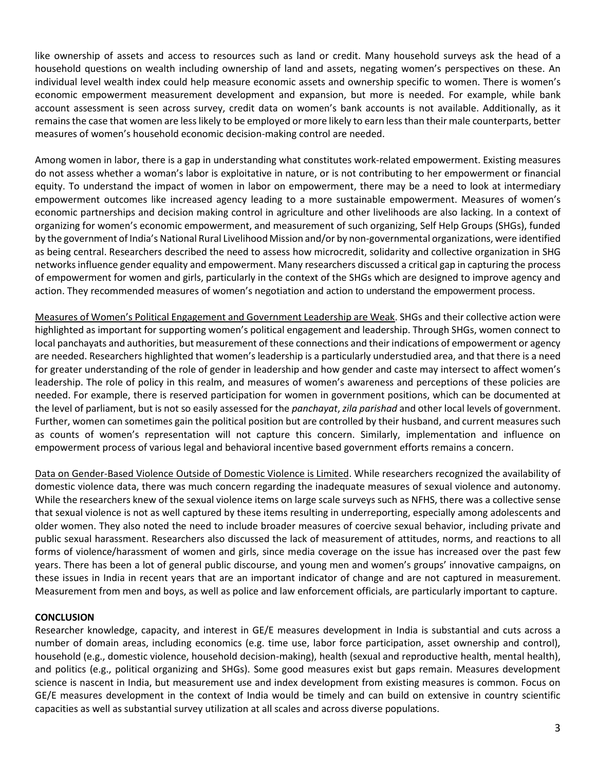like ownership of assets and access to resources such as land or credit. Many household surveys ask the head of a household questions on wealth including ownership of land and assets, negating women's perspectives on these. An individual level wealth index could help measure economic assets and ownership specific to women. There is women's economic empowerment measurement development and expansion, but more is needed. For example, while bank account assessment is seen across survey, credit data on women's bank accounts is not available. Additionally, as it remains the case that women are less likely to be employed or more likely to earn less than their male counterparts, better measures of women's household economic decision-making control are needed.

Among women in labor, there is a gap in understanding what constitutes work-related empowerment. Existing measures do not assess whether a woman's labor is exploitative in nature, or is not contributing to her empowerment or financial equity. To understand the impact of women in labor on empowerment, there may be a need to look at intermediary empowerment outcomes like increased agency leading to a more sustainable empowerment. Measures of women's economic partnerships and decision making control in agriculture and other livelihoods are also lacking. In a context of organizing for women's economic empowerment, and measurement of such organizing, Self Help Groups (SHGs), funded by the government of India's National Rural Livelihood Mission and/or by non-governmental organizations, were identified as being central. Researchers described the need to assess how microcredit, solidarity and collective organization in SHG networks influence gender equality and empowerment. Many researchers discussed a critical gap in capturing the process of empowerment for women and girls, particularly in the context of the SHGs which are designed to improve agency and action. They recommended measures of women's negotiation and action to understand the empowerment process.

<u>Measures of Women's Political Engagement and Government Leadership are Weak</u>. SHGs and their collective action were highlighted as important for supporting women's political engagement and leadership. Through SHGs, women connect to local panchayats and authorities, but measurement of these connections and their indications of empowerment or agency are needed. Researchers highlighted that women's leadership is a particularly understudied area, and that there is a need for greater understanding of the role of gender in leadership and how gender and caste may intersect to affect women's leadership. The role of policy in this realm, and measures of women's awareness and perceptions of these policies are needed. For example, there is reserved participation for women in government positions, which can be documented at the level of parliament, but is not so easily assessed for the *panchayat*, *zila parishad* and other local levels of government. Further, women can sometimes gain the political position but are controlled by their husband, and current measures such as counts of women's representation will not capture this concern. Similarly, implementation and influence on empowerment process of various legal and behavioral incentive based government efforts remains a concern.

<u>Data on Gender-Based Violence Outside of Domestic Violence is Limited</u>. While researchers recognized the availability of domestic violence data, there was much concern regarding the inadequate measures of sexual violence and autonomy. While the researchers knew of the sexual violence items on large scale surveys such as NFHS, there was a collective sense that sexual violence is not as well captured by these items resulting in underreporting, especially among adolescents and older women. They also noted the need to include broader measures of coercive sexual behavior, including private and public sexual harassment. Researchers also discussed the lack of measurement of attitudes, norms, and reactions to all forms of violence/harassment of women and girls, since media coverage on the issue has increased over the past few years. There has been a lot of general public discourse, and young men and women's groups' innovative campaigns, on these issues in India in recent years that are an important indicator of change and are not captured in measurement. Measurement from men and boys, as well as police and law enforcement officials, are particularly important to capture.

**CONCLUSION**

Researcher knowledge, capacity, and interest in GE/E measures development in India is substantial and cuts across a number of domain areas, including economics (e.g. time use, labor force participation, asset ownership and control), household (e.g., domestic violence, household decision-making), health (sexual and reproductive health, mental health), and politics (e.g., political organizing and SHGs). Some good measures exist but gaps remain. Measures development science is nascent in India, but measurement use and index development from existing measures is common. Focus on GE/E measures development in the context of India would be timely and can build on extensive in country scientific capacities as well as substantial survey utilization at all scales and across diverse populations.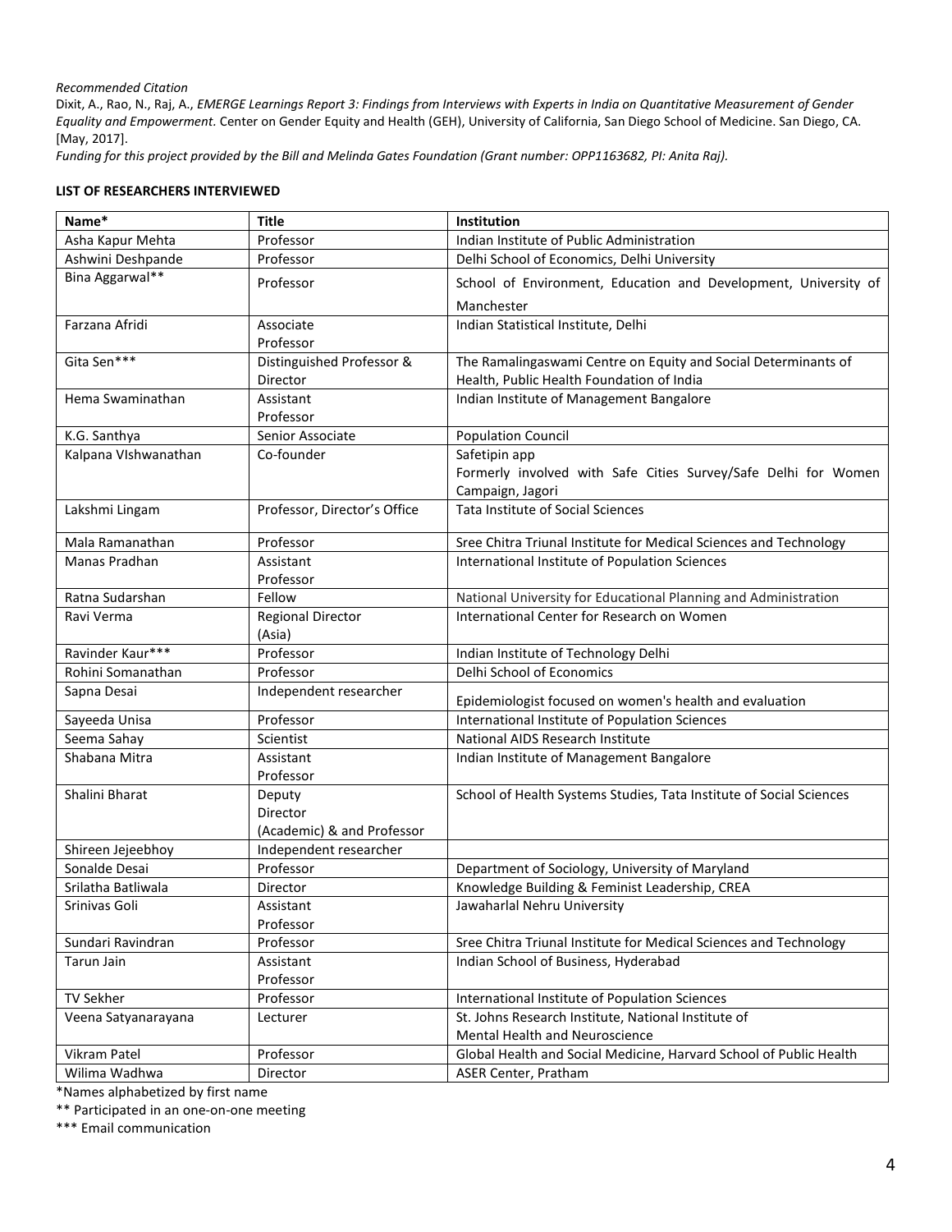*Recommended Citation*

Dixit, A., Rao, N., Raj, A., *EMERGE Learnings Report 3: Findings from Interviews with Experts in India on Quantitative Measurement of Gender Equality and Empowerment*. Center on Gender Equity and Health (GEH), University of California, San Diego School of Medicine. San Diego, CA. [May, 2017].

*Funding for this project provided by the Bill and Melinda Gates Foundation (Grant number: OPP1163682, PI: Anita Raj).*

**LIST OF RESEARCHERS INTERVIEWED**

| Name* | Title | Institution |
|---|---|---|
| Asha Kapur Mehta | Professor | Indian Institute of Public Administration |
| Ashwini Deshpande | Professor | Delhi School of Economics, Delhi University |
| Bina Aggarwal** | Professor | School of Environment, Education and Development, University of Manchester |
| Farzana Afridi | Associate Professor | Indian Statistical Institute, Delhi |
| Gita Sen*** | Distinguished Professor & Director | The Ramalingaswami Centre on Equity and Social Determinants of Health, Public Health Foundation of India |
| Hema Swaminathan | Assistant Professor | Indian Institute of Management Bangalore |
| K.G. Santhya | Senior Associate | Population Council |
| Kalpana VIshwanathan | Co-founder | Safetipin app<br>Formerly involved with Safe Cities Survey/Safe Delhi for Women Campaign, Jagori |
| Lakshmi Lingam | Professor, Director's Office | Tata Institute of Social Sciences |
| Mala Ramanathan | Professor | Sree Chitra Triunal Institute for Medical Sciences and Technology |
| Manas Pradhan | Assistant Professor | International Institute of Population Sciences |
| Ratna Sudarshan | Fellow | National University for Educational Planning and Administration |
| Ravi Verma | Regional Director (Asia) | International Center for Research on Women |
| Ravinder Kaur*** | Professor | Indian Institute of Technology Delhi |
| Rohini Somanathan | Professor | Delhi School of Economics |
| Sapna Desai | Independent researcher | Epidemiologist focused on women's health and evaluation |
| Sayeeda Unisa | Professor | International Institute of Population Sciences |
| Seema Sahay | Scientist | National AIDS Research Institute |
| Shabana Mitra | Assistant Professor | Indian Institute of Management Bangalore |
| Shalini Bharat | Deputy Director (Academic) & and Professor | School of Health Systems Studies, Tata Institute of Social Sciences |
| Shireen Jejeebhoy | Independent researcher | |
| Sonalde Desai | Professor | Department of Sociology, University of Maryland |
| Srilatha Batliwala | Director | Knowledge Building & Feminist Leadership, CREA |
| Srinivas Goli | Assistant Professor | Jawaharlal Nehru University |
| Sundari Ravindran | Professor | Sree Chitra Triunal Institute for Medical Sciences and Technology |
| Tarun Jain | Assistant Professor | Indian School of Business, Hyderabad |
| TV Sekher | Professor | International Institute of Population Sciences |
| Veena Satyanarayana | Lecturer | St. Johns Research Institute, National Institute of Mental Health and Neuroscience |
| Vikram Patel | Professor | Global Health and Social Medicine, Harvard School of Public Health |
| Wilima Wadhwa | Director | ASER Center, Pratham |

*Names alphabetized by first name

** Participated in an one-on-one meeting

*** Email communication